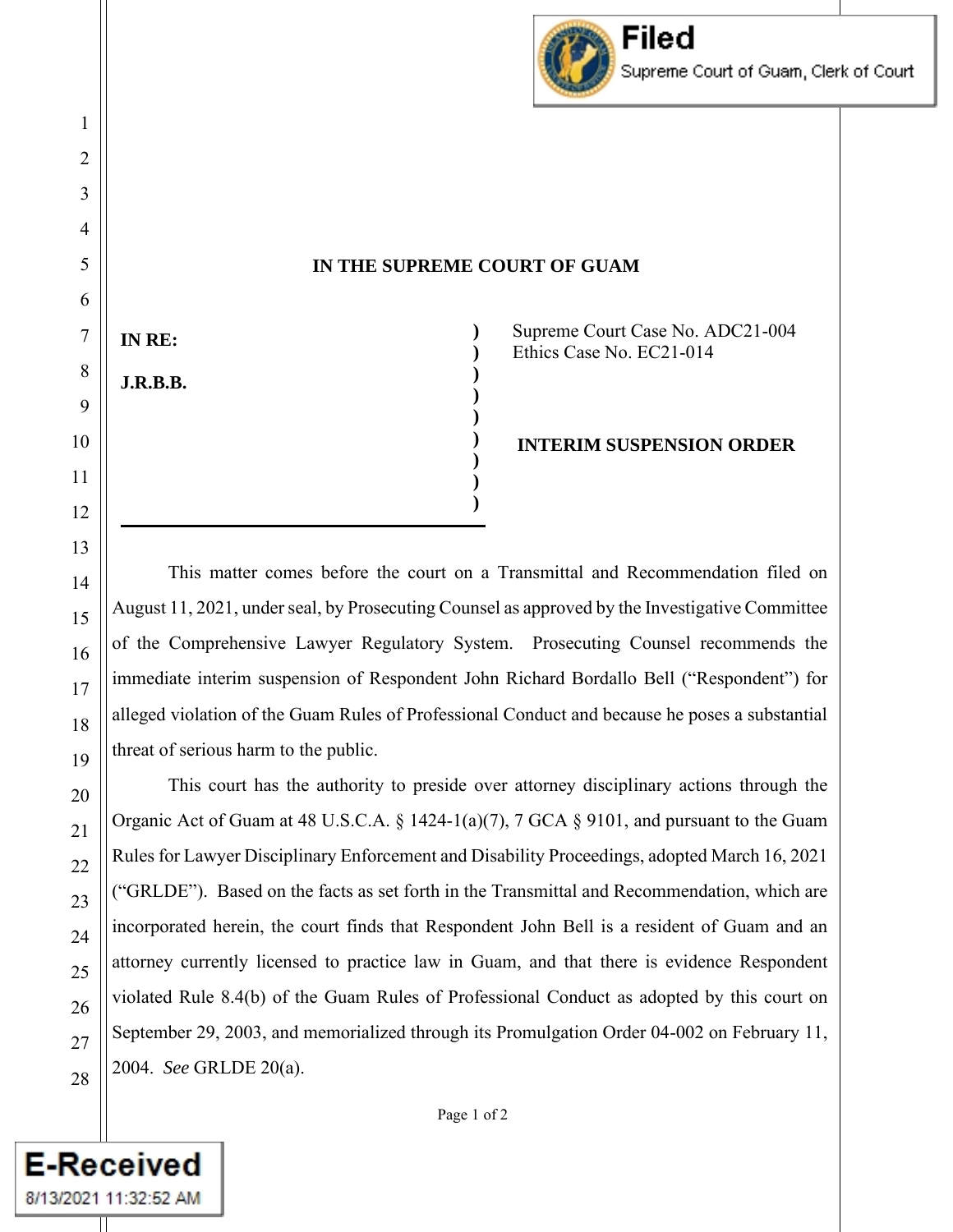Filed
Supreme Court of Guam, Clerk of Court

**IN THE SUPREME COURT OF GUAM**

| | |
|---|---|
| **IN RE:** | Supreme Court Case No. ADC21-004 |
| **J.R.B.B.** | Ethics Case No. EC21-014 |
| | **INTERIM SUSPENSION ORDER** |

This matter comes before the court on a Transmittal and Recommendation filed on August 11, 2021, under seal, by Prosecuting Counsel as approved by the Investigative Committee of the Comprehensive Lawyer Regulatory System. Prosecuting Counsel recommends the immediate interim suspension of Respondent John Richard Bordallo Bell ("Respondent") for alleged violation of the Guam Rules of Professional Conduct and because he poses a substantial threat of serious harm to the public.

This court has the authority to preside over attorney disciplinary actions through the Organic Act of Guam at 48 U.S.C.A. § 1424-1(a)(7), 7 GCA § 9101, and pursuant to the Guam Rules for Lawyer Disciplinary Enforcement and Disability Proceedings, adopted March 16, 2021 ("GRLDE"). Based on the facts as set forth in the Transmittal and Recommendation, which are incorporated herein, the court finds that Respondent John Bell is a resident of Guam and an attorney currently licensed to practice law in Guam, and that there is evidence Respondent violated Rule 8.4(b) of the Guam Rules of Professional Conduct as adopted by this court on September 29, 2003, and memorialized through its Promulgation Order 04-002 on February 11, 2004. *See* GRLDE 20(a).

E-Received
8/13/2021 11:32:52 AM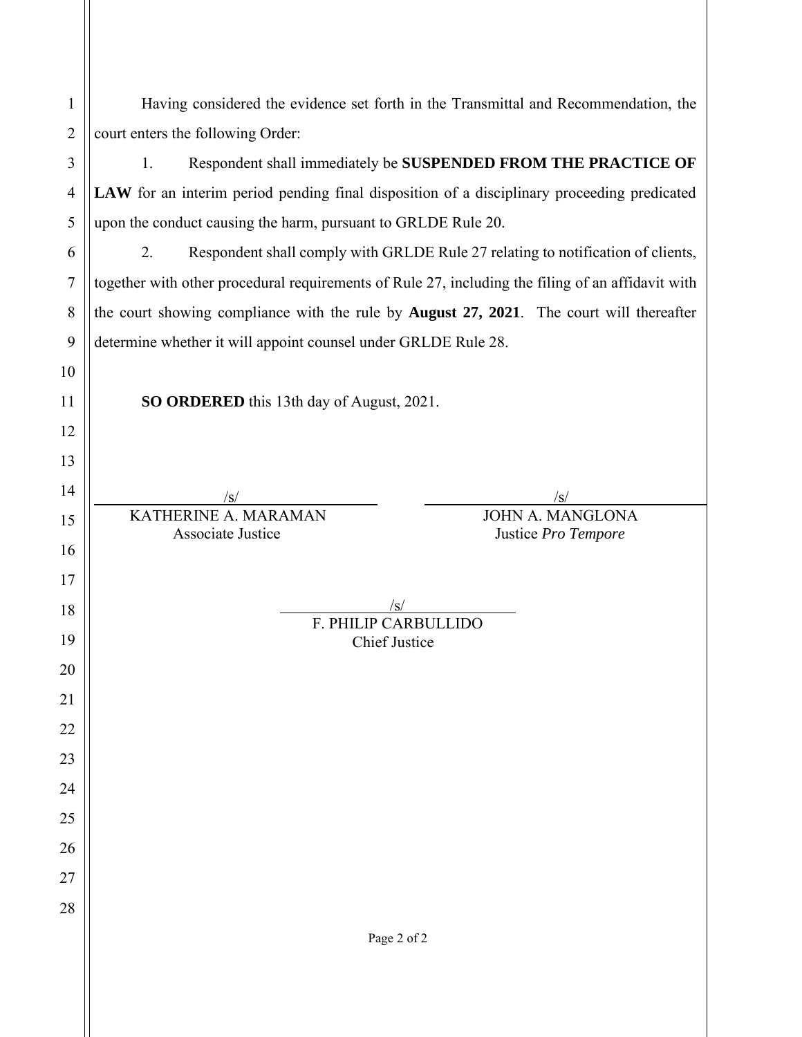Having considered the evidence set forth in the Transmittal and Recommendation, the court enters the following Order:

1. Respondent shall immediately be **SUSPENDED FROM THE PRACTICE OF LAW** for an interim period pending final disposition of a disciplinary proceeding predicated upon the conduct causing the harm, pursuant to GRLDE Rule 20.

2. Respondent shall comply with GRLDE Rule 27 relating to notification of clients, together with other procedural requirements of Rule 27, including the filing of an affidavit with the court showing compliance with the rule by **August 27, 2021**. The court will thereafter determine whether it will appoint counsel under GRLDE Rule 28.

**SO ORDERED** this 13th day of August, 2021.

/s/
KATHERINE A. MARAMAN
Associate Justice

/s/
JOHN A. MANGLONA
Justice *Pro Tempore*

/s/
F. PHILIP CARBULLIDO
Chief Justice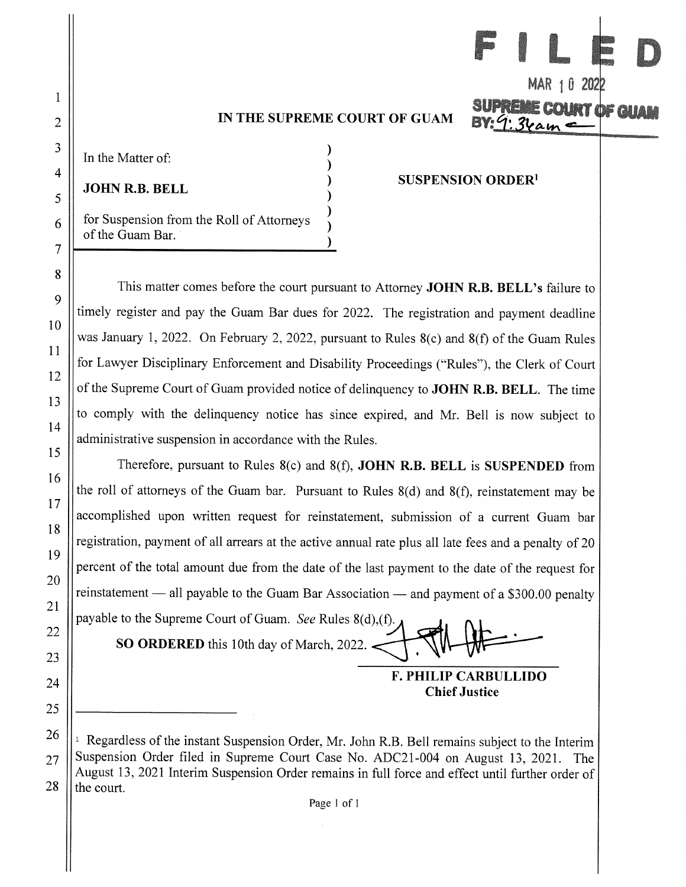FILED
MAR 10 2022
SUPREME COURT OF GUAM
BY: 9:34am

# IN THE SUPREME COURT OF GUAM

In the Matter of:

**JOHN R.B. BELL**

for Suspension from the Roll of Attorneys of the Guam Bar.

**SUSPENSION ORDER**[1]

This matter comes before the court pursuant to Attorney **JOHN R.B. BELL's** failure to timely register and pay the Guam Bar dues for 2022. The registration and payment deadline was January 1, 2022. On February 2, 2022, pursuant to Rules 8(c) and 8(f) of the Guam Rules for Lawyer Disciplinary Enforcement and Disability Proceedings ("Rules"), the Clerk of Court of the Supreme Court of Guam provided notice of delinquency to **JOHN R.B. BELL**. The time to comply with the delinquency notice has since expired, and Mr. Bell is now subject to administrative suspension in accordance with the Rules.

Therefore, pursuant to Rules 8(c) and 8(f), **JOHN R.B. BELL** is **SUSPENDED** from the roll of attorneys of the Guam bar. Pursuant to Rules 8(d) and 8(f), reinstatement may be accomplished upon written request for reinstatement, submission of a current Guam bar registration, payment of all arrears at the active annual rate plus all late fees and a penalty of 20 percent of the total amount due from the date of the last payment to the date of the request for reinstatement — all payable to the Guam Bar Association — and payment of a $300.00 penalty payable to the Supreme Court of Guam. *See* Rules 8(d),(f).

**SO ORDERED** this 10th day of March, 2022.

**F. PHILIP CARBULLIDO**
**Chief Justice**

---

[1] Regardless of the instant Suspension Order, Mr. John R.B. Bell remains subject to the Interim Suspension Order filed in Supreme Court Case No. ADC21-004 on August 13, 2021. The August 13, 2021 Interim Suspension Order remains in full force and effect until further order of the court.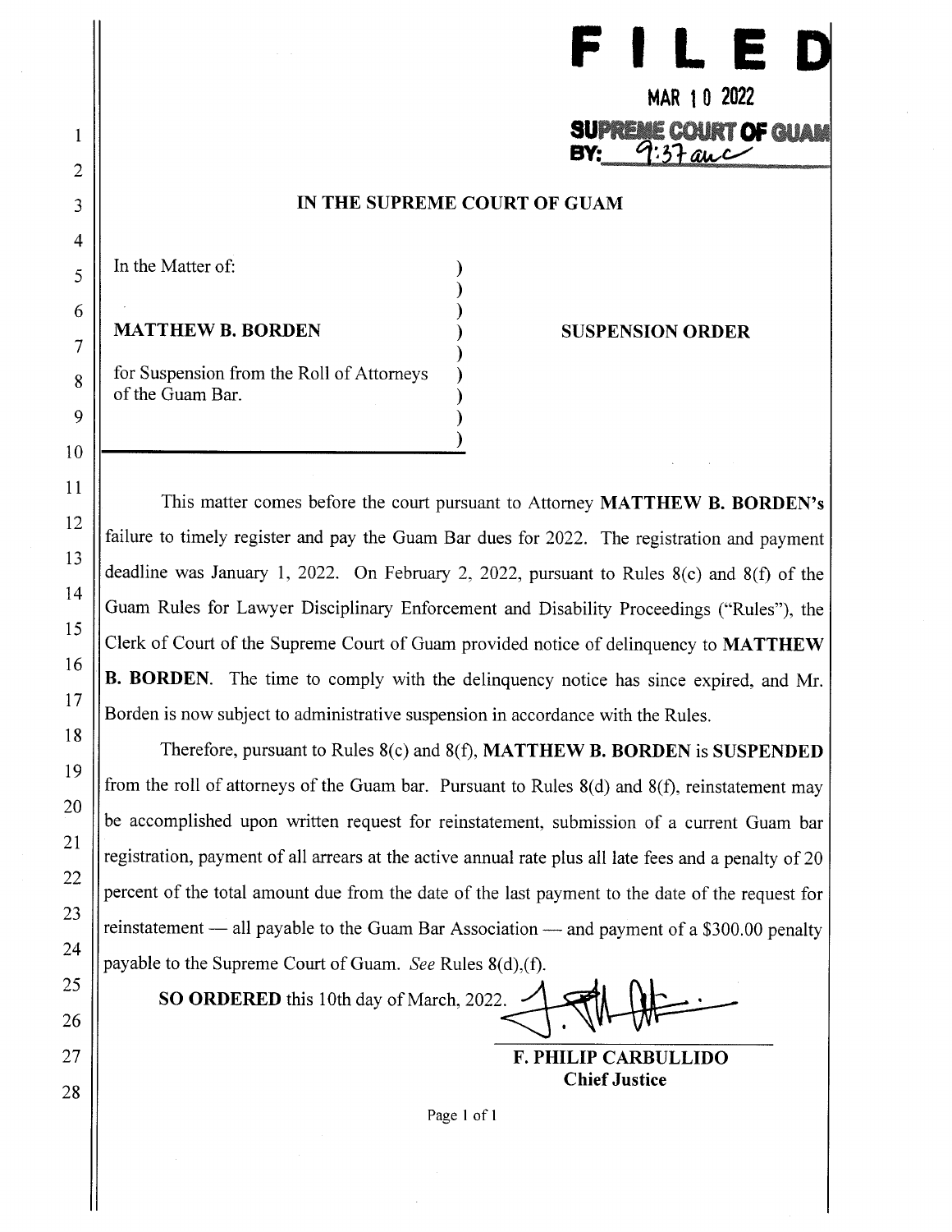**FILED**

MAR 10 2022

SUPREME COURT OF GUAM
BY: 9:37 am

# IN THE SUPREME COURT OF GUAM

In the Matter of:

**MATTHEW B. BORDEN**

for Suspension from the Roll of Attorneys of the Guam Bar.

**SUSPENSION ORDER**

This matter comes before the court pursuant to Attorney **MATTHEW B. BORDEN's** failure to timely register and pay the Guam Bar dues for 2022. The registration and payment deadline was January 1, 2022. On February 2, 2022, pursuant to Rules 8(c) and 8(f) of the Guam Rules for Lawyer Disciplinary Enforcement and Disability Proceedings ("Rules"), the Clerk of Court of the Supreme Court of Guam provided notice of delinquency to **MATTHEW B. BORDEN**. The time to comply with the delinquency notice has since expired, and Mr. Borden is now subject to administrative suspension in accordance with the Rules.

Therefore, pursuant to Rules 8(c) and 8(f), **MATTHEW B. BORDEN** is **SUSPENDED** from the roll of attorneys of the Guam bar. Pursuant to Rules 8(d) and 8(f), reinstatement may be accomplished upon written request for reinstatement, submission of a current Guam bar registration, payment of all arrears at the active annual rate plus all late fees and a penalty of 20 percent of the total amount due from the date of the last payment to the date of the request for reinstatement — all payable to the Guam Bar Association — and payment of a $300.00 penalty payable to the Supreme Court of Guam. *See* Rules 8(d),(f).

**SO ORDERED** this 10th day of March, 2022.

**F. PHILIP CARBULLIDO**
**Chief Justice**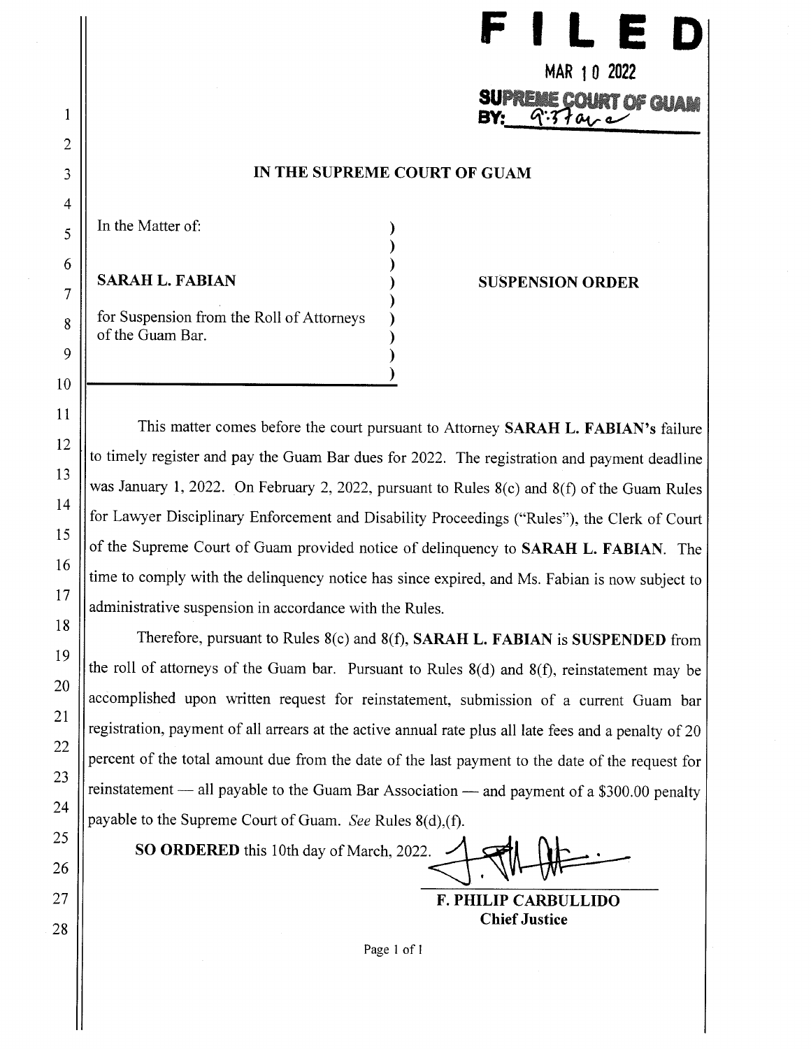**FILED**

MAR 10 2022

SUPREME COURT OF GUAM

BY: 9:37 a.m.

**IN THE SUPREME COURT OF GUAM**

In the Matter of:

**SARAH L. FABIAN**

for Suspension from the Roll of Attorneys of the Guam Bar.

**SUSPENSION ORDER**

This matter comes before the court pursuant to Attorney **SARAH L. FABIAN's** failure to timely register and pay the Guam Bar dues for 2022. The registration and payment deadline was January 1, 2022. On February 2, 2022, pursuant to Rules 8(c) and 8(f) of the Guam Rules for Lawyer Disciplinary Enforcement and Disability Proceedings ("Rules"), the Clerk of Court of the Supreme Court of Guam provided notice of delinquency to **SARAH L. FABIAN**. The time to comply with the delinquency notice has since expired, and Ms. Fabian is now subject to administrative suspension in accordance with the Rules.

Therefore, pursuant to Rules 8(c) and 8(f), **SARAH L. FABIAN** is **SUSPENDED** from the roll of attorneys of the Guam bar. Pursuant to Rules 8(d) and 8(f), reinstatement may be accomplished upon written request for reinstatement, submission of a current Guam bar registration, payment of all arrears at the active annual rate plus all late fees and a penalty of 20 percent of the total amount due from the date of the last payment to the date of the request for reinstatement — all payable to the Guam Bar Association — and payment of a $300.00 penalty payable to the Supreme Court of Guam. *See* Rules 8(d),(f).

**SO ORDERED** this 10th day of March, 2022.

**F. PHILIP CARBULLIDO**
**Chief Justice**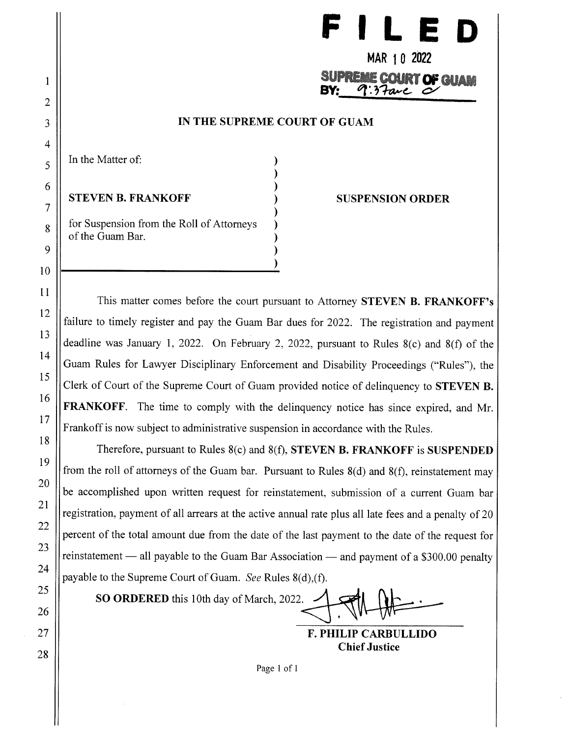**FILED**

MAR 10 2022

SUPREME COURT OF GUAM

BY: 9:37am

**IN THE SUPREME COURT OF GUAM**

In the Matter of:

**STEVEN B. FRANKOFF**

for Suspension from the Roll of Attorneys of the Guam Bar.

**SUSPENSION ORDER**

This matter comes before the court pursuant to Attorney **STEVEN B. FRANKOFF's** failure to timely register and pay the Guam Bar dues for 2022. The registration and payment deadline was January 1, 2022. On February 2, 2022, pursuant to Rules 8(c) and 8(f) of the Guam Rules for Lawyer Disciplinary Enforcement and Disability Proceedings ("Rules"), the Clerk of Court of the Supreme Court of Guam provided notice of delinquency to **STEVEN B. FRANKOFF**. The time to comply with the delinquency notice has since expired, and Mr. Frankoff is now subject to administrative suspension in accordance with the Rules.

Therefore, pursuant to Rules 8(c) and 8(f), **STEVEN B. FRANKOFF** is **SUSPENDED** from the roll of attorneys of the Guam bar. Pursuant to Rules 8(d) and 8(f), reinstatement may be accomplished upon written request for reinstatement, submission of a current Guam bar registration, payment of all arrears at the active annual rate plus all late fees and a penalty of 20 percent of the total amount due from the date of the last payment to the date of the request for reinstatement — all payable to the Guam Bar Association — and payment of a $300.00 penalty payable to the Supreme Court of Guam. *See* Rules 8(d),(f).

**SO ORDERED** this 10th day of March, 2022.

**F. PHILIP CARBULLIDO**
**Chief Justice**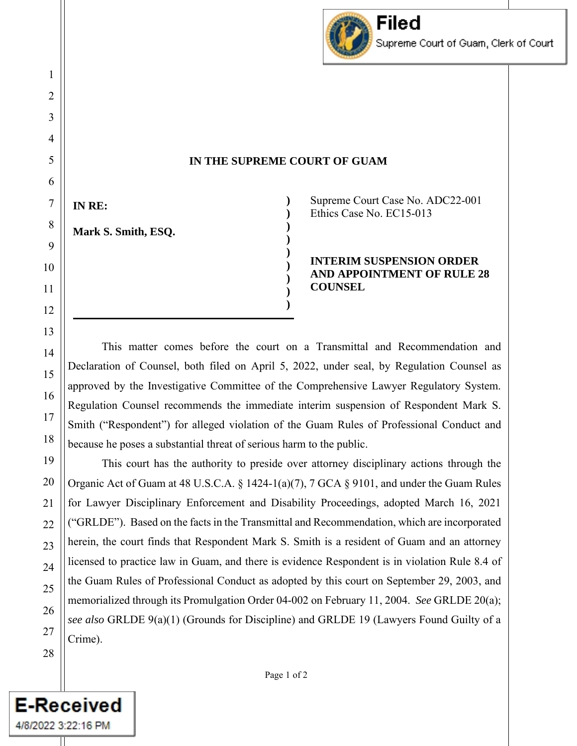**IN THE SUPREME COURT OF GUAM**

**IN RE:**

**Mark S. Smith, ESQ.**

Supreme Court Case No. ADC22-001
Ethics Case No. EC15-013

**INTERIM SUSPENSION ORDER AND APPOINTMENT OF RULE 28 COUNSEL**

This matter comes before the court on a Transmittal and Recommendation and Declaration of Counsel, both filed on April 5, 2022, under seal, by Regulation Counsel as approved by the Investigative Committee of the Comprehensive Lawyer Regulatory System. Regulation Counsel recommends the immediate interim suspension of Respondent Mark S. Smith ("Respondent") for alleged violation of the Guam Rules of Professional Conduct and because he poses a substantial threat of serious harm to the public.

This court has the authority to preside over attorney disciplinary actions through the Organic Act of Guam at 48 U.S.C.A. § 1424-1(a)(7), 7 GCA § 9101, and under the Guam Rules for Lawyer Disciplinary Enforcement and Disability Proceedings, adopted March 16, 2021 ("GRLDE"). Based on the facts in the Transmittal and Recommendation, which are incorporated herein, the court finds that Respondent Mark S. Smith is a resident of Guam and an attorney licensed to practice law in Guam, and there is evidence Respondent is in violation Rule 8.4 of the Guam Rules of Professional Conduct as adopted by this court on September 29, 2003, and memorialized through its Promulgation Order 04-002 on February 11, 2004. *See* GRLDE 20(a); *see also* GRLDE 9(a)(1) (Grounds for Discipline) and GRLDE 19 (Lawyers Found Guilty of a Crime).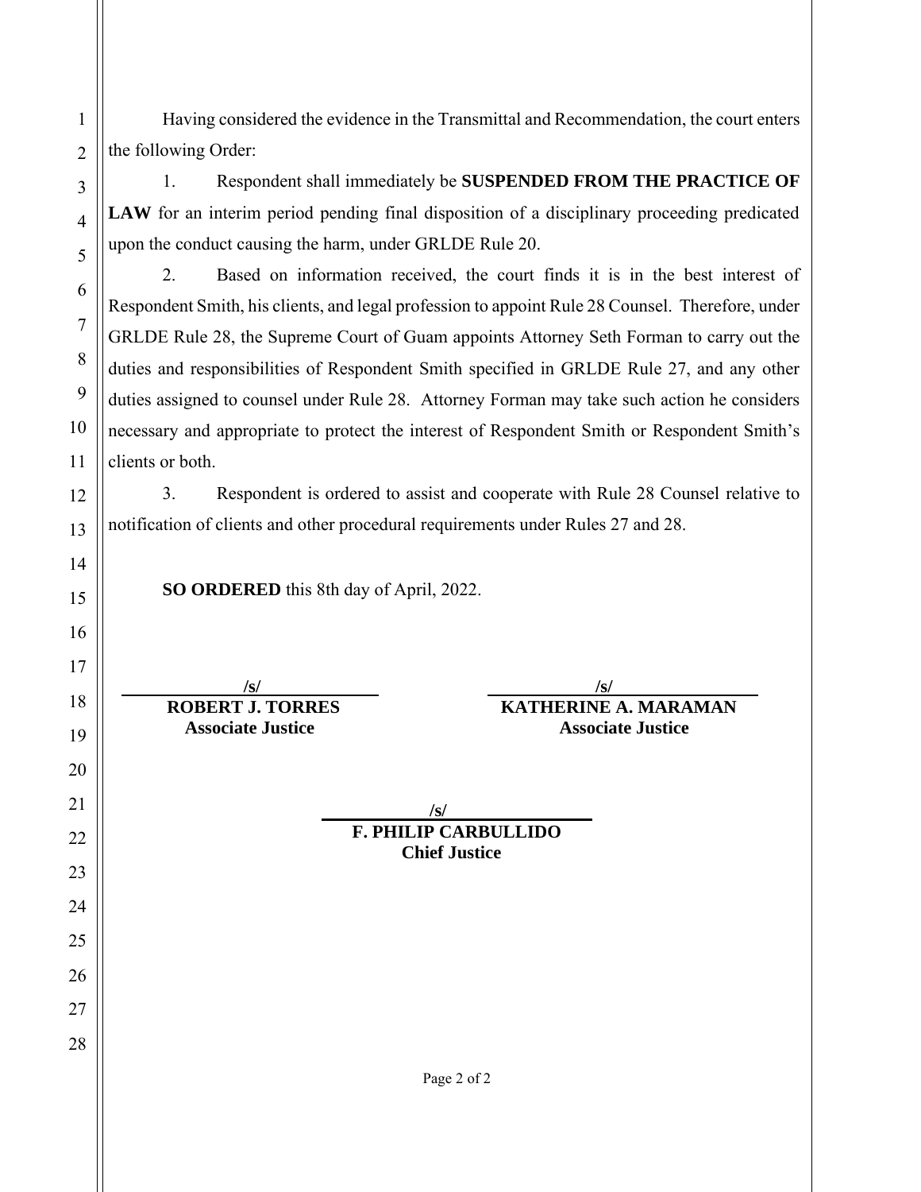Having considered the evidence in the Transmittal and Recommendation, the court enters the following Order:

1. Respondent shall immediately be **SUSPENDED FROM THE PRACTICE OF LAW** for an interim period pending final disposition of a disciplinary proceeding predicated upon the conduct causing the harm, under GRLDE Rule 20.

2. Based on information received, the court finds it is in the best interest of Respondent Smith, his clients, and legal profession to appoint Rule 28 Counsel. Therefore, under GRLDE Rule 28, the Supreme Court of Guam appoints Attorney Seth Forman to carry out the duties and responsibilities of Respondent Smith specified in GRLDE Rule 27, and any other duties assigned to counsel under Rule 28. Attorney Forman may take such action he considers necessary and appropriate to protect the interest of Respondent Smith or Respondent Smith's clients or both.

3. Respondent is ordered to assist and cooperate with Rule 28 Counsel relative to notification of clients and other procedural requirements under Rules 27 and 28.

**SO ORDERED** this 8th day of April, 2022.

/s/
**ROBERT J. TORRES**
**Associate Justice**

/s/
**KATHERINE A. MARAMAN**
**Associate Justice**

/s/
**F. PHILIP CARBULLIDO**
**Chief Justice**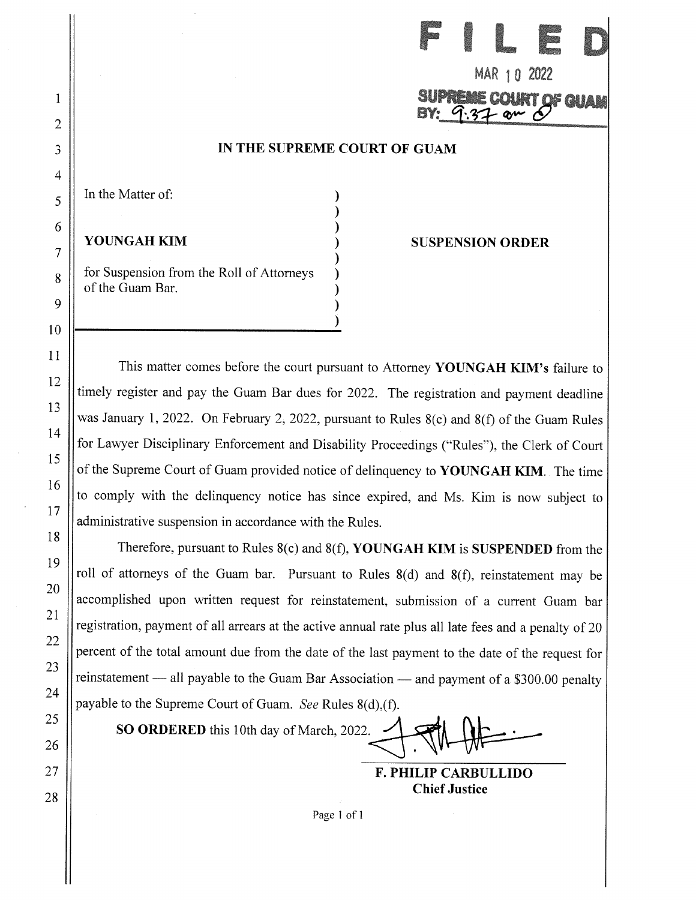**FILED**

MAR 10 2022

SUPREME COURT OF GUAM
BY: 9:37 am

**IN THE SUPREME COURT OF GUAM**

In the Matter of:

**YOUNGAH KIM**

for Suspension from the Roll of Attorneys of the Guam Bar.

**SUSPENSION ORDER**

This matter comes before the court pursuant to Attorney **YOUNGAH KIM's** failure to timely register and pay the Guam Bar dues for 2022. The registration and payment deadline was January 1, 2022. On February 2, 2022, pursuant to Rules 8(c) and 8(f) of the Guam Rules for Lawyer Disciplinary Enforcement and Disability Proceedings ("Rules"), the Clerk of Court of the Supreme Court of Guam provided notice of delinquency to **YOUNGAH KIM**. The time to comply with the delinquency notice has since expired, and Ms. Kim is now subject to administrative suspension in accordance with the Rules.

Therefore, pursuant to Rules 8(c) and 8(f), **YOUNGAH KIM** is **SUSPENDED** from the roll of attorneys of the Guam bar. Pursuant to Rules 8(d) and 8(f), reinstatement may be accomplished upon written request for reinstatement, submission of a current Guam bar registration, payment of all arrears at the active annual rate plus all late fees and a penalty of 20 percent of the total amount due from the date of the last payment to the date of the request for reinstatement — all payable to the Guam Bar Association — and payment of a $300.00 penalty payable to the Supreme Court of Guam. *See* Rules 8(d),(f).

**SO ORDERED** this 10th day of March, 2022.

**F. PHILIP CARBULLIDO**
**Chief Justice**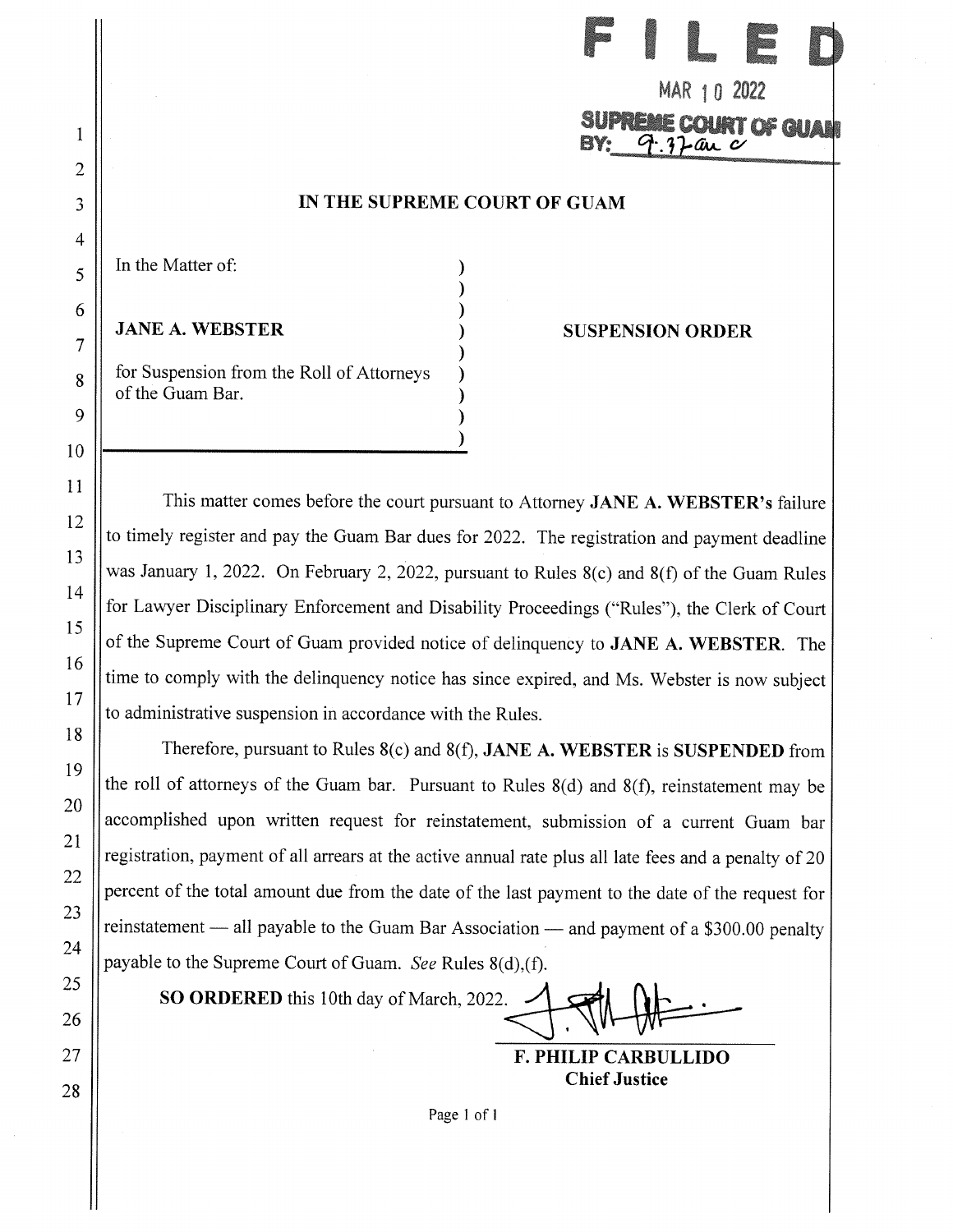FILED

MAR 10 2022

SUPREME COURT OF GUAM
BY: 9:37am c

**IN THE SUPREME COURT OF GUAM**

In the Matter of:

**JANE A. WEBSTER**

for Suspension from the Roll of Attorneys of the Guam Bar.

**SUSPENSION ORDER**

This matter comes before the court pursuant to Attorney **JANE A. WEBSTER's** failure to timely register and pay the Guam Bar dues for 2022. The registration and payment deadline was January 1, 2022. On February 2, 2022, pursuant to Rules 8(c) and 8(f) of the Guam Rules for Lawyer Disciplinary Enforcement and Disability Proceedings ("Rules"), the Clerk of Court of the Supreme Court of Guam provided notice of delinquency to **JANE A. WEBSTER**. The time to comply with the delinquency notice has since expired, and Ms. Webster is now subject to administrative suspension in accordance with the Rules.

Therefore, pursuant to Rules 8(c) and 8(f), **JANE A. WEBSTER** is **SUSPENDED** from the roll of attorneys of the Guam bar. Pursuant to Rules 8(d) and 8(f), reinstatement may be accomplished upon written request for reinstatement, submission of a current Guam bar registration, payment of all arrears at the active annual rate plus all late fees and a penalty of 20 percent of the total amount due from the date of the last payment to the date of the request for reinstatement — all payable to the Guam Bar Association — and payment of a $300.00 penalty payable to the Supreme Court of Guam. *See* Rules 8(d),(f).

**SO ORDERED** this 10th day of March, 2022.

**F. PHILIP CARBULLIDO**
**Chief Justice**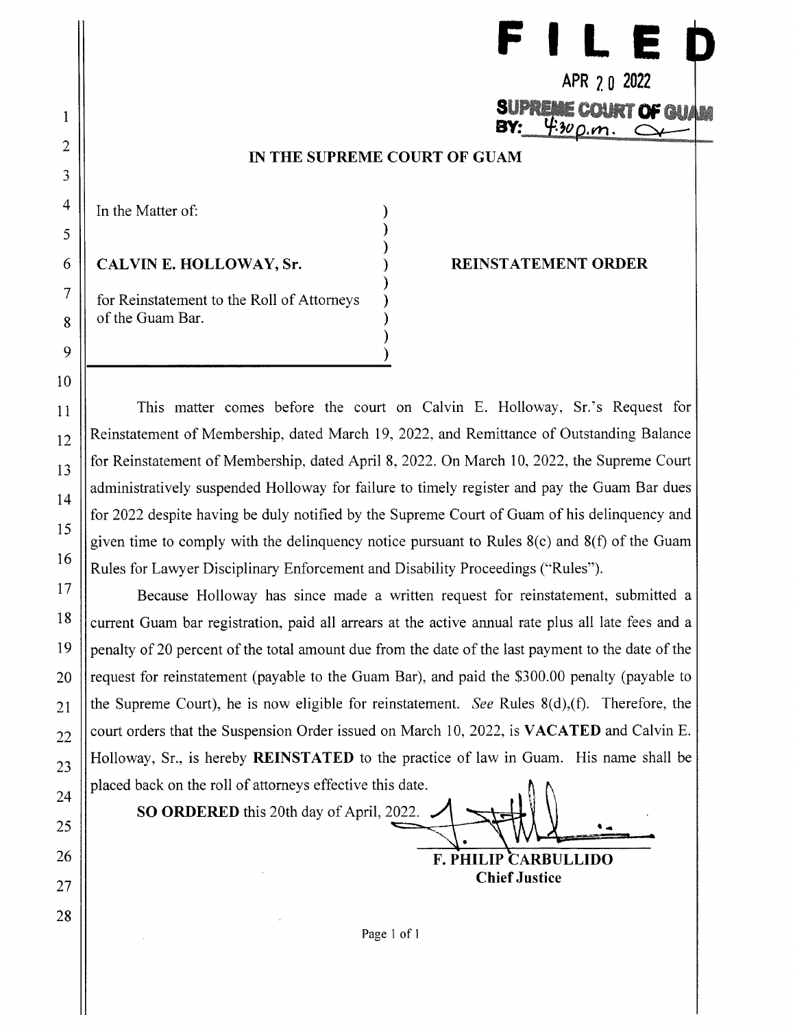FILED
APR 20 2022
SUPREME COURT OF GUAM
BY: 4:30 p.m.

**IN THE SUPREME COURT OF GUAM**

| | |
|---|---|
| In the Matter of:<br><br>**CALVIN E. HOLLOWAY, Sr.**<br><br>for Reinstatement to the Roll of Attorneys of the Guam Bar. | **REINSTATEMENT ORDER** |

This matter comes before the court on Calvin E. Holloway, Sr.'s Request for Reinstatement of Membership, dated March 19, 2022, and Remittance of Outstanding Balance for Reinstatement of Membership, dated April 8, 2022. On March 10, 2022, the Supreme Court administratively suspended Holloway for failure to timely register and pay the Guam Bar dues for 2022 despite having be duly notified by the Supreme Court of Guam of his delinquency and given time to comply with the delinquency notice pursuant to Rules 8(c) and 8(f) of the Guam Rules for Lawyer Disciplinary Enforcement and Disability Proceedings ("Rules").

Because Holloway has since made a written request for reinstatement, submitted a current Guam bar registration, paid all arrears at the active annual rate plus all late fees and a penalty of 20 percent of the total amount due from the date of the last payment to the date of the request for reinstatement (payable to the Guam Bar), and paid the $300.00 penalty (payable to the Supreme Court), he is now eligible for reinstatement. *See* Rules 8(d),(f). Therefore, the court orders that the Suspension Order issued on March 10, 2022, is **VACATED** and Calvin E. Holloway, Sr., is hereby **REINSTATED** to the practice of law in Guam. His name shall be placed back on the roll of attorneys effective this date.

**SO ORDERED** this 20th day of April, 2022.

**F. PHILIP CARBULLIDO**
**Chief Justice**